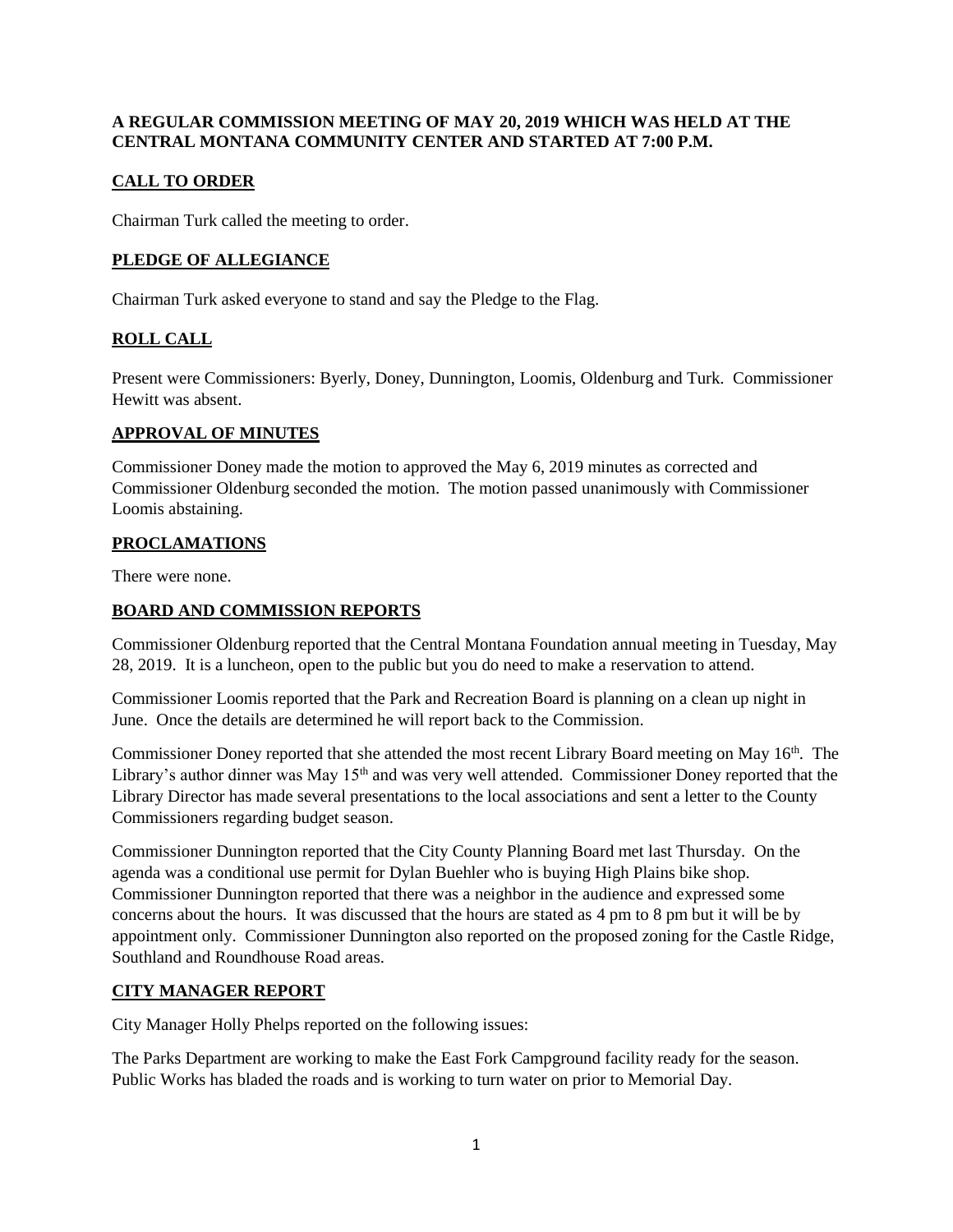**A REGULAR COMMISSION MEETING OF MAY 20, 2019 WHICH WAS HELD AT THE CENTRAL MONTANA COMMUNITY CENTER AND STARTED AT 7:00 P.M.**

## CALL TO ORDER

Chairman Turk called the meeting to order.

## PLEDGE OF ALLEGIANCE

Chairman Turk asked everyone to stand and say the Pledge to the Flag.

## ROLL CALL

Present were Commissioners: Byerly, Doney, Dunnington, Loomis, Oldenburg and Turk. Commissioner Hewitt was absent.

## APPROVAL OF MINUTES

Commissioner Doney made the motion to approved the May 6, 2019 minutes as corrected and Commissioner Oldenburg seconded the motion. The motion passed unanimously with Commissioner Loomis abstaining.

## PROCLAMATIONS

There were none.

## BOARD AND COMMISSION REPORTS

Commissioner Oldenburg reported that the Central Montana Foundation annual meeting in Tuesday, May 28, 2019. It is a luncheon, open to the public but you do need to make a reservation to attend.

Commissioner Loomis reported that the Park and Recreation Board is planning on a clean up night in June. Once the details are determined he will report back to the Commission.

Commissioner Doney reported that she attended the most recent Library Board meeting on May 16th. The Library's author dinner was May 15th and was very well attended. Commissioner Doney reported that the Library Director has made several presentations to the local associations and sent a letter to the County Commissioners regarding budget season.

Commissioner Dunnington reported that the City County Planning Board met last Thursday. On the agenda was a conditional use permit for Dylan Buehler who is buying High Plains bike shop. Commissioner Dunnington reported that there was a neighbor in the audience and expressed some concerns about the hours. It was discussed that the hours are stated as 4 pm to 8 pm but it will be by appointment only. Commissioner Dunnington also reported on the proposed zoning for the Castle Ridge, Southland and Roundhouse Road areas.

## CITY MANAGER REPORT

City Manager Holly Phelps reported on the following issues:

The Parks Department are working to make the East Fork Campground facility ready for the season. Public Works has bladed the roads and is working to turn water on prior to Memorial Day.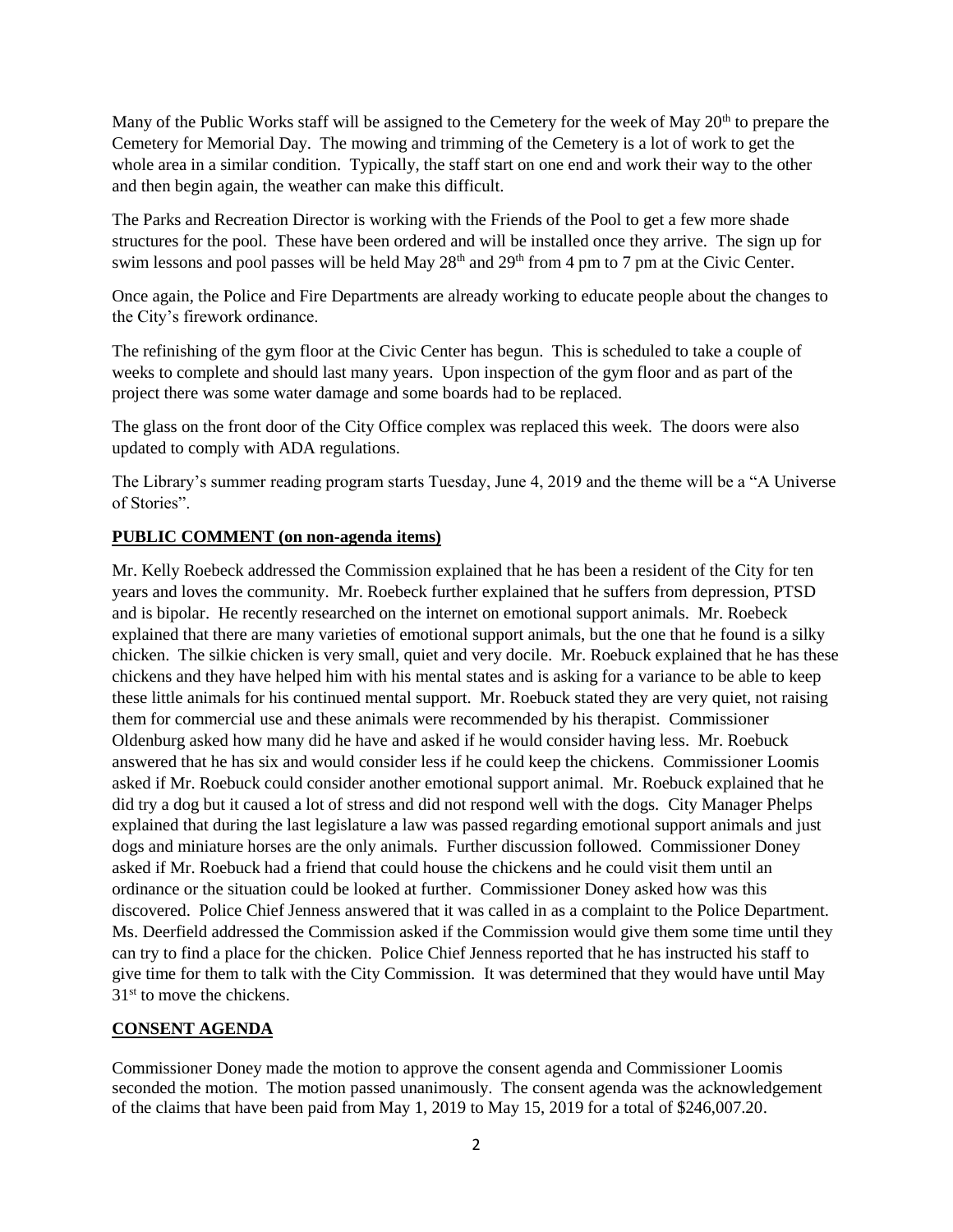Many of the Public Works staff will be assigned to the Cemetery for the week of May 20th to prepare the Cemetery for Memorial Day. The mowing and trimming of the Cemetery is a lot of work to get the whole area in a similar condition. Typically, the staff start on one end and work their way to the other and then begin again, the weather can make this difficult.

The Parks and Recreation Director is working with the Friends of the Pool to get a few more shade structures for the pool. These have been ordered and will be installed once they arrive. The sign up for swim lessons and pool passes will be held May 28th and 29th from 4 pm to 7 pm at the Civic Center.

Once again, the Police and Fire Departments are already working to educate people about the changes to the City's firework ordinance.

The refinishing of the gym floor at the Civic Center has begun. This is scheduled to take a couple of weeks to complete and should last many years. Upon inspection of the gym floor and as part of the project there was some water damage and some boards had to be replaced.

The glass on the front door of the City Office complex was replaced this week. The doors were also updated to comply with ADA regulations.

The Library's summer reading program starts Tuesday, June 4, 2019 and the theme will be a "A Universe of Stories".

**PUBLIC COMMENT (on non-agenda items)**

Mr. Kelly Roebeck addressed the Commission explained that he has been a resident of the City for ten years and loves the community. Mr. Roebeck further explained that he suffers from depression, PTSD and is bipolar. He recently researched on the internet on emotional support animals. Mr. Roebeck explained that there are many varieties of emotional support animals, but the one that he found is a silky chicken. The silkie chicken is very small, quiet and very docile. Mr. Roebuck explained that he has these chickens and they have helped him with his mental states and is asking for a variance to be able to keep these little animals for his continued mental support. Mr. Roebuck stated they are very quiet, not raising them for commercial use and these animals were recommended by his therapist. Commissioner Oldenburg asked how many did he have and asked if he would consider having less. Mr. Roebuck answered that he has six and would consider less if he could keep the chickens. Commissioner Loomis asked if Mr. Roebuck could consider another emotional support animal. Mr. Roebuck explained that he did try a dog but it caused a lot of stress and did not respond well with the dogs. City Manager Phelps explained that during the last legislature a law was passed regarding emotional support animals and just dogs and miniature horses are the only animals. Further discussion followed. Commissioner Doney asked if Mr. Roebuck had a friend that could house the chickens and he could visit them until an ordinance or the situation could be looked at further. Commissioner Doney asked how was this discovered. Police Chief Jenness answered that it was called in as a complaint to the Police Department. Ms. Deerfield addressed the Commission asked if the Commission would give them some time until they can try to find a place for the chicken. Police Chief Jenness reported that he has instructed his staff to give time for them to talk with the City Commission. It was determined that they would have until May 31st to move the chickens.

**CONSENT AGENDA**

Commissioner Doney made the motion to approve the consent agenda and Commissioner Loomis seconded the motion. The motion passed unanimously. The consent agenda was the acknowledgement of the claims that have been paid from May 1, 2019 to May 15, 2019 for a total of $246,007.20.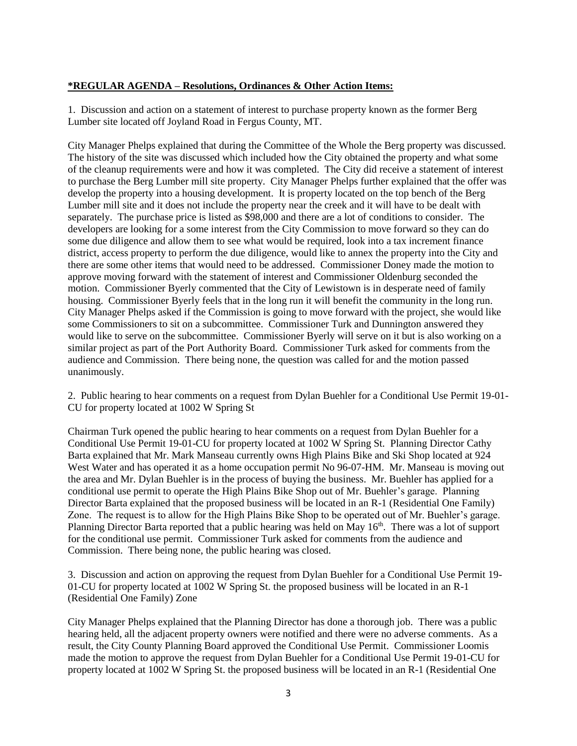**\*REGULAR AGENDA – Resolutions, Ordinances & Other Action Items:**

1. Discussion and action on a statement of interest to purchase property known as the former Berg Lumber site located off Joyland Road in Fergus County, MT.

City Manager Phelps explained that during the Committee of the Whole the Berg property was discussed. The history of the site was discussed which included how the City obtained the property and what some of the cleanup requirements were and how it was completed. The City did receive a statement of interest to purchase the Berg Lumber mill site property. City Manager Phelps further explained that the offer was develop the property into a housing development. It is property located on the top bench of the Berg Lumber mill site and it does not include the property near the creek and it will have to be dealt with separately. The purchase price is listed as $98,000 and there are a lot of conditions to consider. The developers are looking for a some interest from the City Commission to move forward so they can do some due diligence and allow them to see what would be required, look into a tax increment finance district, access property to perform the due diligence, would like to annex the property into the City and there are some other items that would need to be addressed. Commissioner Doney made the motion to approve moving forward with the statement of interest and Commissioner Oldenburg seconded the motion. Commissioner Byerly commented that the City of Lewistown is in desperate need of family housing. Commissioner Byerly feels that in the long run it will benefit the community in the long run. City Manager Phelps asked if the Commission is going to move forward with the project, she would like some Commissioners to sit on a subcommittee. Commissioner Turk and Dunnington answered they would like to serve on the subcommittee. Commissioner Byerly will serve on it but is also working on a similar project as part of the Port Authority Board. Commissioner Turk asked for comments from the audience and Commission. There being none, the question was called for and the motion passed unanimously.

2. Public hearing to hear comments on a request from Dylan Buehler for a Conditional Use Permit 19-01-CU for property located at 1002 W Spring St

Chairman Turk opened the public hearing to hear comments on a request from Dylan Buehler for a Conditional Use Permit 19-01-CU for property located at 1002 W Spring St. Planning Director Cathy Barta explained that Mr. Mark Manseau currently owns High Plains Bike and Ski Shop located at 924 West Water and has operated it as a home occupation permit No 96-07-HM. Mr. Manseau is moving out the area and Mr. Dylan Buehler is in the process of buying the business. Mr. Buehler has applied for a conditional use permit to operate the High Plains Bike Shop out of Mr. Buehler's garage. Planning Director Barta explained that the proposed business will be located in an R-1 (Residential One Family) Zone. The request is to allow for the High Plains Bike Shop to be operated out of Mr. Buehler's garage. Planning Director Barta reported that a public hearing was held on May 16th. There was a lot of support for the conditional use permit. Commissioner Turk asked for comments from the audience and Commission. There being none, the public hearing was closed.

3. Discussion and action on approving the request from Dylan Buehler for a Conditional Use Permit 19-01-CU for property located at 1002 W Spring St. the proposed business will be located in an R-1 (Residential One Family) Zone

City Manager Phelps explained that the Planning Director has done a thorough job. There was a public hearing held, all the adjacent property owners were notified and there were no adverse comments. As a result, the City County Planning Board approved the Conditional Use Permit. Commissioner Loomis made the motion to approve the request from Dylan Buehler for a Conditional Use Permit 19-01-CU for property located at 1002 W Spring St. the proposed business will be located in an R-1 (Residential One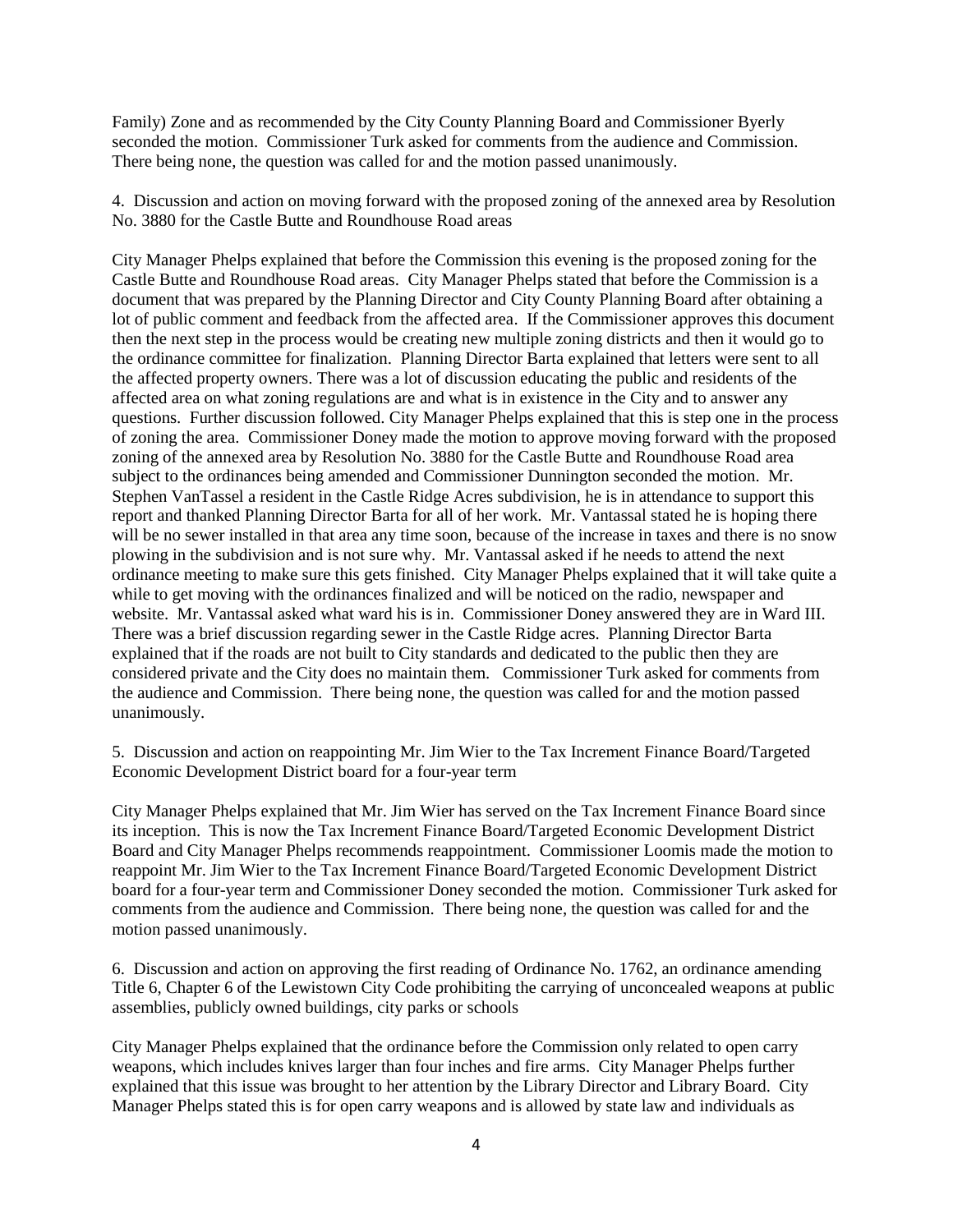Family) Zone and as recommended by the City County Planning Board and Commissioner Byerly seconded the motion. Commissioner Turk asked for comments from the audience and Commission. There being none, the question was called for and the motion passed unanimously.

4. Discussion and action on moving forward with the proposed zoning of the annexed area by Resolution No. 3880 for the Castle Butte and Roundhouse Road areas

City Manager Phelps explained that before the Commission this evening is the proposed zoning for the Castle Butte and Roundhouse Road areas. City Manager Phelps stated that before the Commission is a document that was prepared by the Planning Director and City County Planning Board after obtaining a lot of public comment and feedback from the affected area. If the Commissioner approves this document then the next step in the process would be creating new multiple zoning districts and then it would go to the ordinance committee for finalization. Planning Director Barta explained that letters were sent to all the affected property owners. There was a lot of discussion educating the public and residents of the affected area on what zoning regulations are and what is in existence in the City and to answer any questions. Further discussion followed. City Manager Phelps explained that this is step one in the process of zoning the area. Commissioner Doney made the motion to approve moving forward with the proposed zoning of the annexed area by Resolution No. 3880 for the Castle Butte and Roundhouse Road area subject to the ordinances being amended and Commissioner Dunnington seconded the motion. Mr. Stephen VanTassel a resident in the Castle Ridge Acres subdivision, he is in attendance to support this report and thanked Planning Director Barta for all of her work. Mr. Vantassal stated he is hoping there will be no sewer installed in that area any time soon, because of the increase in taxes and there is no snow plowing in the subdivision and is not sure why. Mr. Vantassal asked if he needs to attend the next ordinance meeting to make sure this gets finished. City Manager Phelps explained that it will take quite a while to get moving with the ordinances finalized and will be noticed on the radio, newspaper and website. Mr. Vantassal asked what ward his is in. Commissioner Doney answered they are in Ward III. There was a brief discussion regarding sewer in the Castle Ridge acres. Planning Director Barta explained that if the roads are not built to City standards and dedicated to the public then they are considered private and the City does no maintain them. Commissioner Turk asked for comments from the audience and Commission. There being none, the question was called for and the motion passed unanimously.

5. Discussion and action on reappointing Mr. Jim Wier to the Tax Increment Finance Board/Targeted Economic Development District board for a four-year term

City Manager Phelps explained that Mr. Jim Wier has served on the Tax Increment Finance Board since its inception. This is now the Tax Increment Finance Board/Targeted Economic Development District Board and City Manager Phelps recommends reappointment. Commissioner Loomis made the motion to reappoint Mr. Jim Wier to the Tax Increment Finance Board/Targeted Economic Development District board for a four-year term and Commissioner Doney seconded the motion. Commissioner Turk asked for comments from the audience and Commission. There being none, the question was called for and the motion passed unanimously.

6. Discussion and action on approving the first reading of Ordinance No. 1762, an ordinance amending Title 6, Chapter 6 of the Lewistown City Code prohibiting the carrying of unconcealed weapons at public assemblies, publicly owned buildings, city parks or schools

City Manager Phelps explained that the ordinance before the Commission only related to open carry weapons, which includes knives larger than four inches and fire arms. City Manager Phelps further explained that this issue was brought to her attention by the Library Director and Library Board. City Manager Phelps stated this is for open carry weapons and is allowed by state law and individuals as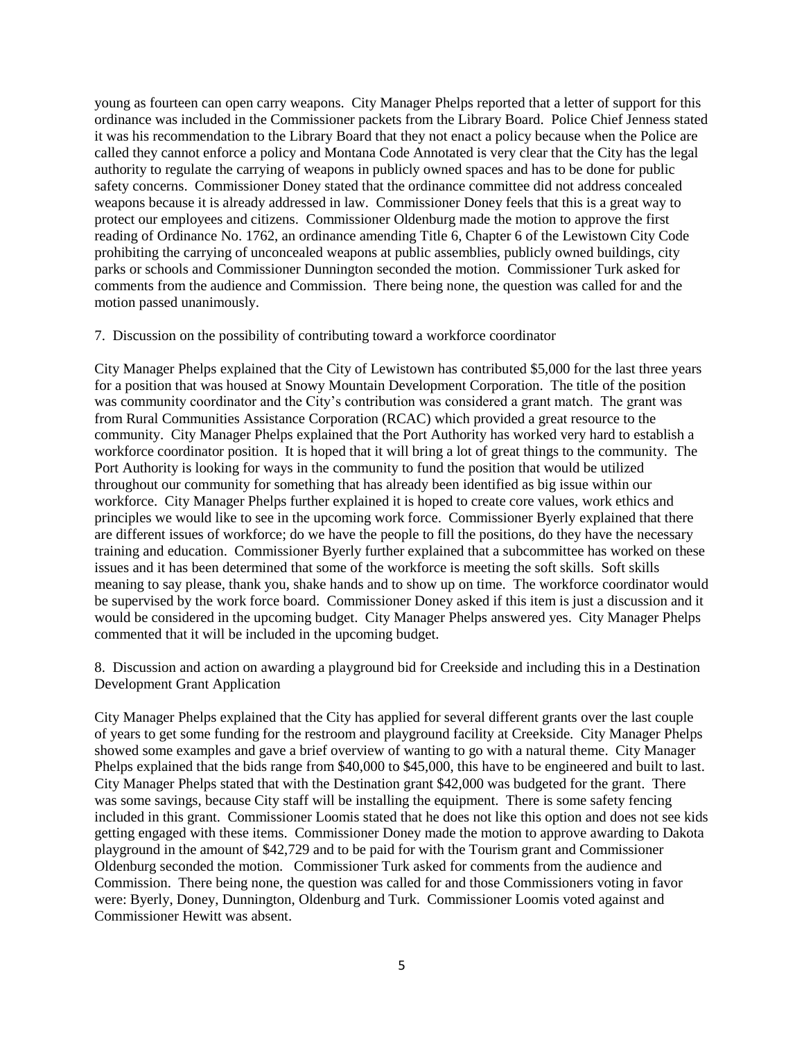young as fourteen can open carry weapons. City Manager Phelps reported that a letter of support for this ordinance was included in the Commissioner packets from the Library Board. Police Chief Jenness stated it was his recommendation to the Library Board that they not enact a policy because when the Police are called they cannot enforce a policy and Montana Code Annotated is very clear that the City has the legal authority to regulate the carrying of weapons in publicly owned spaces and has to be done for public safety concerns. Commissioner Doney stated that the ordinance committee did not address concealed weapons because it is already addressed in law. Commissioner Doney feels that this is a great way to protect our employees and citizens. Commissioner Oldenburg made the motion to approve the first reading of Ordinance No. 1762, an ordinance amending Title 6, Chapter 6 of the Lewistown City Code prohibiting the carrying of unconcealed weapons at public assemblies, publicly owned buildings, city parks or schools and Commissioner Dunnington seconded the motion. Commissioner Turk asked for comments from the audience and Commission. There being none, the question was called for and the motion passed unanimously.

7. Discussion on the possibility of contributing toward a workforce coordinator

City Manager Phelps explained that the City of Lewistown has contributed $5,000 for the last three years for a position that was housed at Snowy Mountain Development Corporation. The title of the position was community coordinator and the City's contribution was considered a grant match. The grant was from Rural Communities Assistance Corporation (RCAC) which provided a great resource to the community. City Manager Phelps explained that the Port Authority has worked very hard to establish a workforce coordinator position. It is hoped that it will bring a lot of great things to the community. The Port Authority is looking for ways in the community to fund the position that would be utilized throughout our community for something that has already been identified as big issue within our workforce. City Manager Phelps further explained it is hoped to create core values, work ethics and principles we would like to see in the upcoming work force. Commissioner Byerly explained that there are different issues of workforce; do we have the people to fill the positions, do they have the necessary training and education. Commissioner Byerly further explained that a subcommittee has worked on these issues and it has been determined that some of the workforce is meeting the soft skills. Soft skills meaning to say please, thank you, shake hands and to show up on time. The workforce coordinator would be supervised by the work force board. Commissioner Doney asked if this item is just a discussion and it would be considered in the upcoming budget. City Manager Phelps answered yes. City Manager Phelps commented that it will be included in the upcoming budget.

8. Discussion and action on awarding a playground bid for Creekside and including this in a Destination Development Grant Application

City Manager Phelps explained that the City has applied for several different grants over the last couple of years to get some funding for the restroom and playground facility at Creekside. City Manager Phelps showed some examples and gave a brief overview of wanting to go with a natural theme. City Manager Phelps explained that the bids range from $40,000 to $45,000, this have to be engineered and built to last. City Manager Phelps stated that with the Destination grant $42,000 was budgeted for the grant. There was some savings, because City staff will be installing the equipment. There is some safety fencing included in this grant. Commissioner Loomis stated that he does not like this option and does not see kids getting engaged with these items. Commissioner Doney made the motion to approve awarding to Dakota playground in the amount of $42,729 and to be paid for with the Tourism grant and Commissioner Oldenburg seconded the motion. Commissioner Turk asked for comments from the audience and Commission. There being none, the question was called for and those Commissioners voting in favor were: Byerly, Doney, Dunnington, Oldenburg and Turk. Commissioner Loomis voted against and Commissioner Hewitt was absent.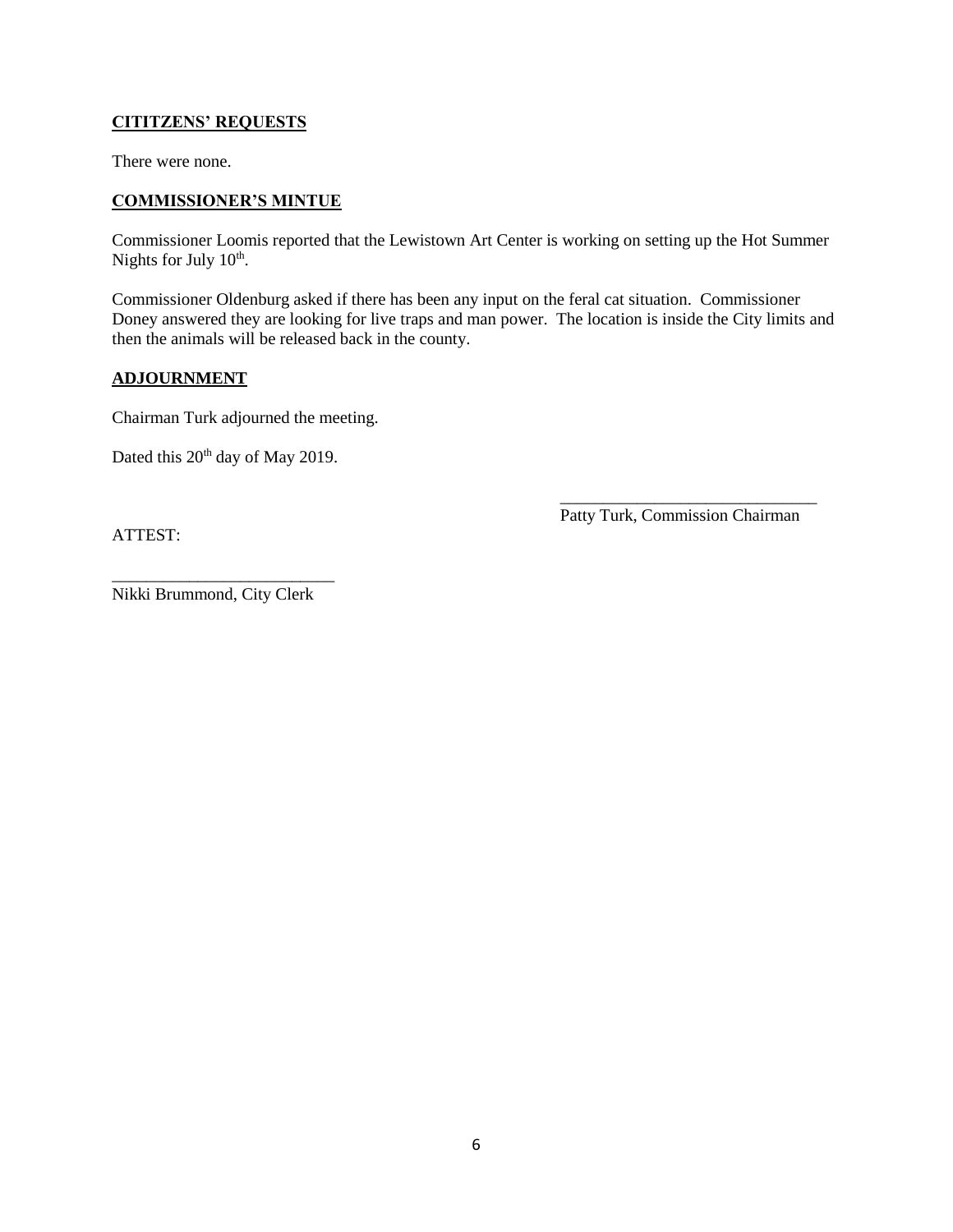**CITITZENS' REQUESTS**

There were none.

**COMMISSIONER'S MINTUE**

Commissioner Loomis reported that the Lewistown Art Center is working on setting up the Hot Summer Nights for July 10th.

Commissioner Oldenburg asked if there has been any input on the feral cat situation. Commissioner Doney answered they are looking for live traps and man power. The location is inside the City limits and then the animals will be released back in the county.

**ADJOURNMENT**

Chairman Turk adjourned the meeting.

Dated this 20th day of May 2019.

______________________________
Patty Turk, Commission Chairman

ATTEST:

__________________________
Nikki Brummond, City Clerk